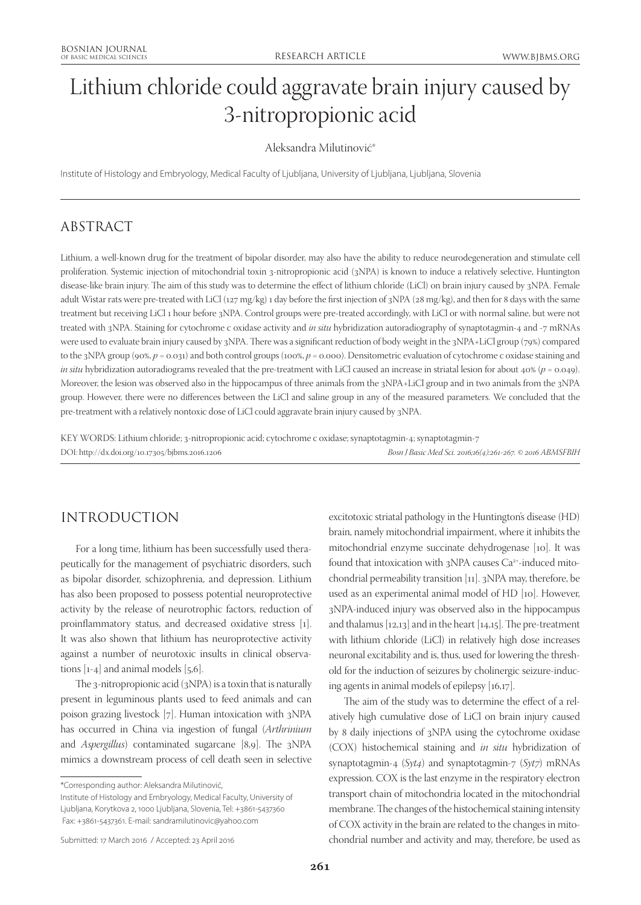# Lithium chloride could aggravate brain injury caused by 3-nitropropionic acid

Aleksandra Milutinović*

Institute of Histology and Embryology, Medical Faculty of Ljubljana, University of Ljubljana, Ljubljana, Slovenia

## ABSTRACT

Lithium, a well-known drug for the treatment of bipolar disorder, may also have the ability to reduce neurodegeneration and stimulate cell proliferation. Systemic injection of mitochondrial toxin 3-nitropropionic acid (3NPA) is known to induce a relatively selective, Huntington disease-like brain injury. The aim of this study was to determine the effect of lithium chloride (LiCl) on brain injury caused by 3NPA. Female adult Wistar rats were pre-treated with LiCl (127 mg/kg) 1 day before the first injection of 3NPA (28 mg/kg), and then for 8 days with the same treatment but receiving LiCl 1 hour before 3NPA. Control groups were pre-treated accordingly, with LiCl or with normal saline, but were not treated with 3NPA. Staining for cytochrome c oxidase activity and *in situ* hybridization autoradiography of synaptotagmin-4 and -7 mRNAs were used to evaluate brain injury caused by 3NPA. There was a significant reduction of body weight in the 3NPA+LiCl group (79%) compared to the 3NPA group (90%, $p = 0.031$) and both control groups (100%, $p = 0.000$). Densitometric evaluation of cytochrome c oxidase staining and *in situ* hybridization autoradiograms revealed that the pre-treatment with LiCl caused an increase in striatal lesion for about 40% ($p = 0.049$). Moreover, the lesion was observed also in the hippocampus of three animals from the 3NPA+LiCl group and in two animals from the 3NPA group. However, there were no differences between the LiCl and saline group in any of the measured parameters. We concluded that the pre-treatment with a relatively nontoxic dose of LiCl could aggravate brain injury caused by 3NPA.

KEY WORDS: Lithium chloride; 3-nitropropionic acid; cytochrome c oxidase; synaptotagmin-4; synaptotagmin-7

DOI: http://dx.doi.org/10.17305/bjbms.2016.1206

## INTRODUCTION

For a long time, lithium has been successfully used therapeutically for the management of psychiatric disorders, such as bipolar disorder, schizophrenia, and depression. Lithium has also been proposed to possess potential neuroprotective activity by the release of neurotrophic factors, reduction of proinflammatory status, and decreased oxidative stress [1]. It was also shown that lithium has neuroprotective activity against a number of neurotoxic insults in clinical observations [1-4] and animal models [5,6].

The 3-nitropropionic acid (3NPA) is a toxin that is naturally present in leguminous plants used to feed animals and can poison grazing livestock [7]. Human intoxication with 3NPA has occurred in China via ingestion of fungal (*Arthrinium* and *Aspergillus*) contaminated sugarcane [8,9]. The 3NPA mimics a downstream process of cell death seen in selective excitotoxic striatal pathology in the Huntington's disease (HD) brain, namely mitochondrial impairment, where it inhibits the mitochondrial enzyme succinate dehydrogenase [10]. It was found that intoxication with 3NPA causes $Ca^{2+}$-induced mitochondrial permeability transition [11]. 3NPA may, therefore, be used as an experimental animal model of HD [10]. However, 3NPA-induced injury was observed also in the hippocampus and thalamus [12,13] and in the heart [14,15]. The pre-treatment with lithium chloride (LiCl) in relatively high dose increases neuronal excitability and is, thus, used for lowering the threshold for the induction of seizures by cholinergic seizure-inducing agents in animal models of epilepsy [16,17].

The aim of the study was to determine the effect of a relatively high cumulative dose of LiCl on brain injury caused by 8 daily injections of 3NPA using the cytochrome oxidase (COX) histochemical staining and *in situ* hybridization of synaptotagmin-4 (*Syt4*) and synaptotagmin-7 (*Syt7*) mRNAs expression. COX is the last enzyme in the respiratory electron transport chain of mitochondria located in the mitochondrial membrane. The changes of the histochemical staining intensity of COX activity in the brain are related to the changes in mitochondrial number and activity and may, therefore, be used as

---

*Corresponding author: Aleksandra Milutinović, Institute of Histology and Embryology, Medical Faculty, University of Ljubljana, Korytkova 2, 1000 Ljubljana, Slovenia, Tel: +3861-5437360 Fax: +3861-5437361. E-mail: sandramilutinovic@yahoo.com

Submitted: 17 March 2016 / Accepted: 23 April 2016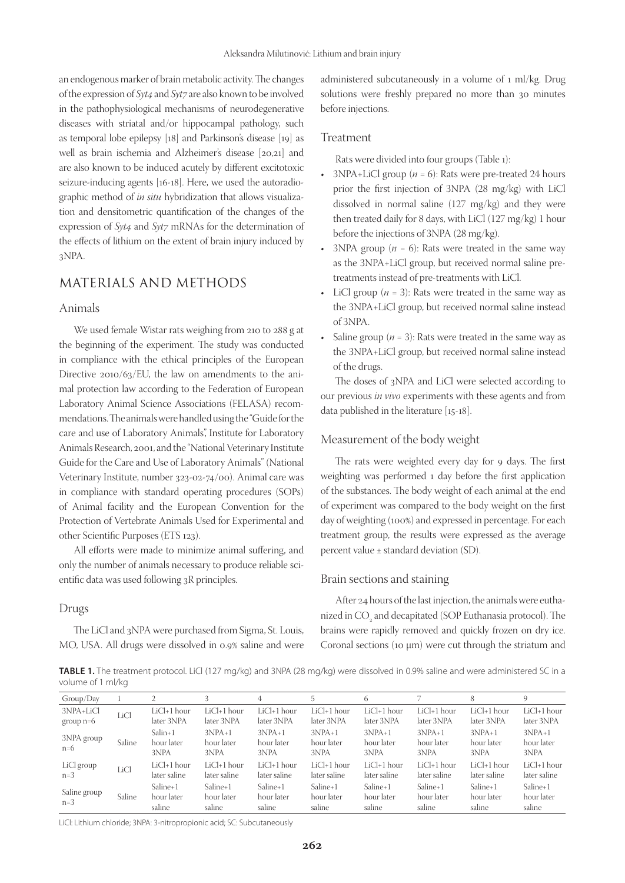an endogenous marker of brain metabolic activity. The changes of the expression of *Syt4* and *Syt7* are also known to be involved in the pathophysiological mechanisms of neurodegenerative diseases with striatal and/or hippocampal pathology, such as temporal lobe epilepsy [18] and Parkinson's disease [19] as well as brain ischemia and Alzheimer's disease [20,21] and are also known to be induced acutely by different excitotoxic seizure-inducing agents [16-18]. Here, we used the autoradiographic method of *in situ* hybridization that allows visualization and densitometric quantification of the changes of the expression of *Syt4* and *Syt7* mRNAs for the determination of the effects of lithium on the extent of brain injury induced by 3NPA.

## MATERIALS AND METHODS

### Animals

We used female Wistar rats weighing from 210 to 288 g at the beginning of the experiment. The study was conducted in compliance with the ethical principles of the European Directive 2010/63/EU, the law on amendments to the animal protection law according to the Federation of European Laboratory Animal Science Associations (FELASA) recommendations. The animals were handled using the "Guide for the care and use of Laboratory Animals", Institute for Laboratory Animals Research, 2001, and the "National Veterinary Institute Guide for the Care and Use of Laboratory Animals" (National Veterinary Institute, number 323-02-74/00). Animal care was in compliance with standard operating procedures (SOPs) of Animal facility and the European Convention for the Protection of Vertebrate Animals Used for Experimental and other Scientific Purposes (ETS 123).

All efforts were made to minimize animal suffering, and only the number of animals necessary to produce reliable scientific data was used following 3R principles.

### Drugs

The LiCl and 3NPA were purchased from Sigma, St. Louis, MO, USA. All drugs were dissolved in 0.9% saline and were administered subcutaneously in a volume of 1 ml/kg. Drug solutions were freshly prepared no more than 30 minutes before injections.

### Treatment

Rats were divided into four groups (Table 1):

- 3NPA+LiCl group ($n = 6$): Rats were pre-treated 24 hours prior the first injection of 3NPA (28 mg/kg) with LiCl dissolved in normal saline (127 mg/kg) and they were then treated daily for 8 days, with LiCl (127 mg/kg) 1 hour before the injections of 3NPA (28 mg/kg).
- 3NPA group ($n = 6$): Rats were treated in the same way as the 3NPA+LiCl group, but received normal saline pre-treatments instead of pre-treatments with LiCl.
- LiCl group ($n = 3$): Rats were treated in the same way as the 3NPA+LiCl group, but received normal saline instead of 3NPA.
- Saline group ($n = 3$): Rats were treated in the same way as the 3NPA+LiCl group, but received normal saline instead of the drugs.

The doses of 3NPA and LiCl were selected according to our previous *in vivo* experiments with these agents and from data published in the literature [15-18].

### Measurement of the body weight

The rats were weighted every day for 9 days. The first weighting was performed 1 day before the first application of the substances. The body weight of each animal at the end of experiment was compared to the body weight on the first day of weighting (100%) and expressed in percentage. For each treatment group, the results were expressed as the average percent value ± standard deviation (SD).

### Brain sections and staining

After 24 hours of the last injection, the animals were euthanized in $CO_2$ and decapitated (SOP Euthanasia protocol). The brains were rapidly removed and quickly frozen on dry ice. Coronal sections (10 μm) were cut through the striatum and

**TABLE 1.** The treatment protocol. LiCl (127 mg/kg) and 3NPA (28 mg/kg) were dissolved in 0.9% saline and were administered SC in a volume of 1 ml/kg

| Group/Day | 1 | 2 | 3 | 4 | 5 | 6 | 7 | 8 | 9 |
|---|---|---|---|---|---|---|---|---|---|
| 3NPA+LiCl group n=6 | LiCl | LiCl+1 hour later 3NPA | LiCl+1 hour later 3NPA | LiCl+1 hour later 3NPA | LiCl+1 hour later 3NPA | LiCl+1 hour later 3NPA | LiCl+1 hour later 3NPA | LiCl+1 hour later 3NPA | LiCl+1 hour later 3NPA |
| 3NPA group n=6 | Saline | Salin+1 hour later 3NPA | 3NPA+1 hour later 3NPA | 3NPA+1 hour later 3NPA | 3NPA+1 hour later 3NPA | 3NPA+1 hour later 3NPA | 3NPA+1 hour later 3NPA | 3NPA+1 hour later 3NPA | 3NPA+1 hour later 3NPA |
| LiCl group n=3 | LiCl | LiCl+1 hour later saline | LiCl+1 hour later saline | LiCl+1 hour later saline | LiCl+1 hour later saline | LiCl+1 hour later saline | LiCl+1 hour later saline | LiCl+1 hour later saline | LiCl+1 hour later saline |
| Saline group n=3 | Saline | Saline+1 hour later saline | Saline+1 hour later saline | Saline+1 hour later saline | Saline+1 hour later saline | Saline+1 hour later saline | Saline+1 hour later saline | Saline+1 hour later saline | Saline+1 hour later saline |

LiCl: Lithium chloride; 3NPA: 3-nitropropionic acid; SC: Subcutaneously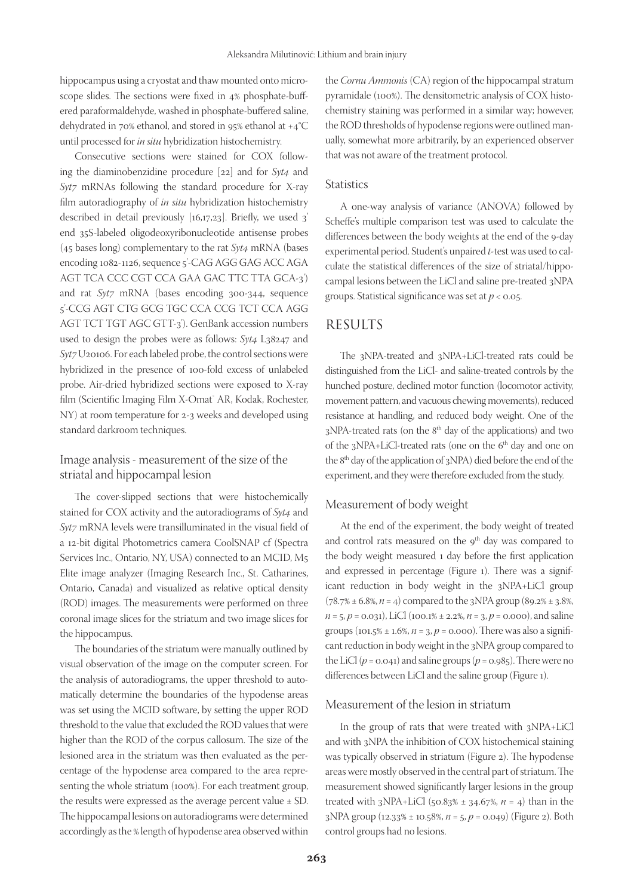hippocampus using a cryostat and thaw mounted onto microscope slides. The sections were fixed in 4% phosphate-buffered paraformaldehyde, washed in phosphate-buffered saline, dehydrated in 70% ethanol, and stored in 95% ethanol at +4°C until processed for *in situ* hybridization histochemistry.

Consecutive sections were stained for COX following the diaminobenzidine procedure [22] and for *Syt4* and *Syt7* mRNAs following the standard procedure for X-ray film autoradiography of *in situ* hybridization histochemistry described in detail previously [16,17,23]. Briefly, we used 3' end 35S-labeled oligodeoxyribonucleotide antisense probes (45 bases long) complementary to the rat *Syt4* mRNA (bases encoding 1082-1126, sequence 5'-CAG AGG GAG ACC AGA AGT TCA CCC CGT CCA GAA GAC TTC TTA GCA-3') and rat *Syt7* mRNA (bases encoding 300-344, sequence 5'-CCG AGT CTG GCG TGC CCA CCG TCT CCA AGG AGT TCT TGT AGC GTT-3'). GenBank accession numbers used to design the probes were as follows: *Syt4* L38247 and *Syt7* U20106. For each labeled probe, the control sections were hybridized in the presence of 100-fold excess of unlabeled probe. Air-dried hybridized sections were exposed to X-ray film (Scientific Imaging Film X-Omat AR, Kodak, Rochester, NY) at room temperature for 2-3 weeks and developed using standard darkroom techniques.

### Image analysis - measurement of the size of the striatal and hippocampal lesion

The cover-slipped sections that were histochemically stained for COX activity and the autoradiograms of *Syt4* and *Syt7* mRNA levels were transilluminated in the visual field of a 12-bit digital Photometrics camera CoolSNAP cf (Spectra Services Inc., Ontario, NY, USA) connected to an MCID, M5 Elite image analyzer (Imaging Research Inc., St. Catharines, Ontario, Canada) and visualized as relative optical density (ROD) images. The measurements were performed on three coronal image slices for the striatum and two image slices for the hippocampus.

The boundaries of the striatum were manually outlined by visual observation of the image on the computer screen. For the analysis of autoradiograms, the upper threshold to automatically determine the boundaries of the hypodense areas was set using the MCID software, by setting the upper ROD threshold to the value that excluded the ROD values that were higher than the ROD of the corpus callosum. The size of the lesioned area in the striatum was then evaluated as the percentage of the hypodense area compared to the area representing the whole striatum (100%). For each treatment group, the results were expressed as the average percent value ± SD. The hippocampal lesions on autoradiograms were determined accordingly as the % length of hypodense area observed within the *Cornu Ammonis* (CA) region of the hippocampal stratum pyramidale (100%). The densitometric analysis of COX histochemistry staining was performed in a similar way; however, the ROD thresholds of hypodense regions were outlined manually, somewhat more arbitrarily, by an experienced observer that was not aware of the treatment protocol.

### Statistics

A one-way analysis of variance (ANOVA) followed by Scheffe's multiple comparison test was used to calculate the differences between the body weights at the end of the 9-day experimental period. Student's unpaired *t*-test was used to calculate the statistical differences of the size of striatal/hippocampal lesions between the LiCl and saline pre-treated 3NPA groups. Statistical significance was set at $p < 0.05$.

## RESULTS

The 3NPA-treated and 3NPA+LiCl-treated rats could be distinguished from the LiCl- and saline-treated controls by the hunched posture, declined motor function (locomotor activity, movement pattern, and vacuous chewing movements), reduced resistance at handling, and reduced body weight. One of the 3NPA-treated rats (on the 8th day of the applications) and two of the 3NPA+LiCl-treated rats (one on the 6th day and one on the 8th day of the application of 3NPA) died before the end of the experiment, and they were therefore excluded from the study.

### Measurement of body weight

At the end of the experiment, the body weight of treated and control rats measured on the 9th day was compared to the body weight measured 1 day before the first application and expressed in percentage (Figure 1). There was a significant reduction in body weight in the 3NPA+LiCl group (78.7% ± 6.8%, $n = 4$) compared to the 3NPA group (89.2% ± 3.8%, $n = 5$, $p = 0.031$), LiCl (100.1% ± 2.2%, $n = 3$, $p = 0.000$), and saline groups (101.5% ± 1.6%, $n = 3$, $p = 0.000$). There was also a significant reduction in body weight in the 3NPA group compared to the LiCl ($p = 0.041$) and saline groups ($p = 0.985$). There were no differences between LiCl and the saline group (Figure 1).

### Measurement of the lesion in striatum

In the group of rats that were treated with 3NPA+LiCl and with 3NPA the inhibition of COX histochemical staining was typically observed in striatum (Figure 2). The hypodense areas were mostly observed in the central part of striatum. The measurement showed significantly larger lesions in the group treated with 3NPA+LiCl (50.83% ± 34.67%, $n = 4$) than in the 3NPA group (12.33% ± 10.58%, $n = 5$, $p = 0.049$) (Figure 2). Both control groups had no lesions.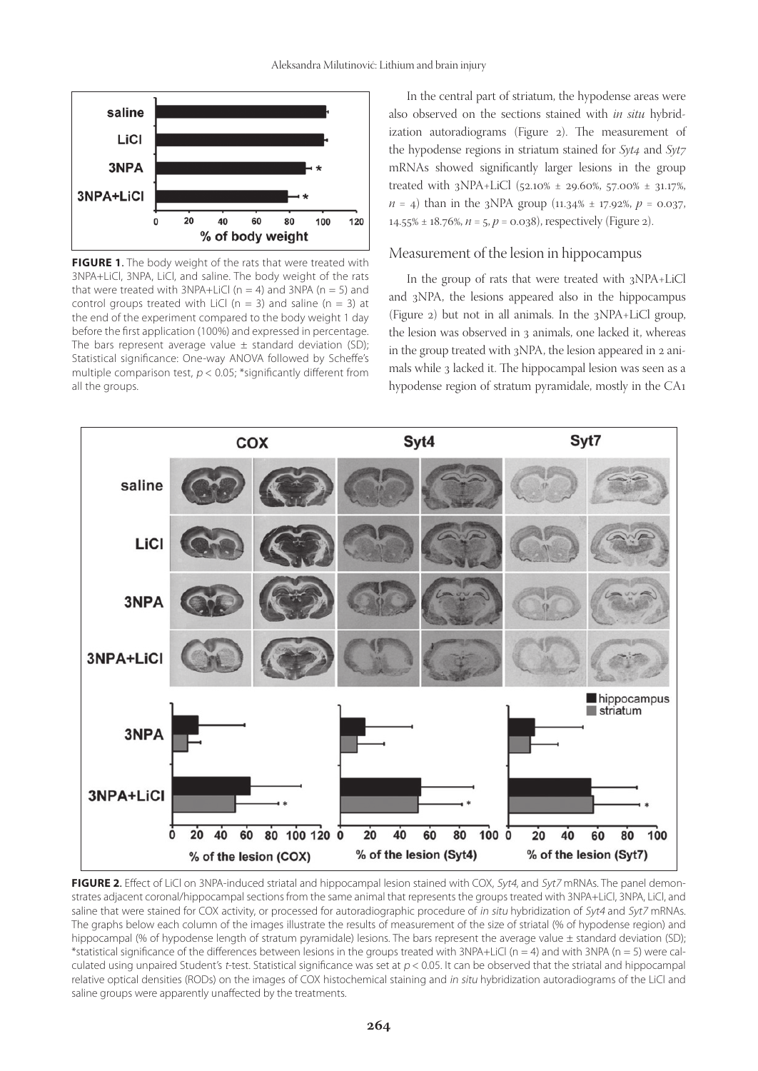saline

LiCl

3NPA *

3NPA+LiCl *

0 20 40 60 80 100 120

% of body weight

**FIGURE 1.** The body weight of the rats that were treated with 3NPA+LiCl, 3NPA, LiCl, and saline. The body weight of the rats that were treated with 3NPA+LiCl (n = 4) and 3NPA (n = 5) and control groups treated with LiCl (n = 3) and saline (n = 3) at the end of the experiment compared to the body weight 1 day before the first application (100%) and expressed in percentage. The bars represent average value ± standard deviation (SD); Statistical significance: One-way ANOVA followed by Scheffe's multiple comparison test, $p < 0.05$; *significantly different from all the groups.

In the central part of striatum, the hypodense areas were also observed on the sections stained with *in situ* hybridization autoradiograms (Figure 2). The measurement of the hypodense regions in striatum stained for *Syt4* and *Syt7* mRNAs showed significantly larger lesions in the group treated with 3NPA+LiCl (52.10% ± 29.60%, 57.00% ± 31.17%, $n = 4$) than in the 3NPA group (11.34% ± 17.92%, $p = 0.037$, 14.55% ± 18.76%, $n = 5$, $p = 0.038$), respectively (Figure 2).

## Measurement of the lesion in hippocampus

In the group of rats that were treated with 3NPA+LiCl and 3NPA, the lesions appeared also in the hippocampus (Figure 2) but not in all animals. In the 3NPA+LiCl group, the lesion was observed in 3 animals, one lacked it, whereas in the group treated with 3NPA, the lesion appeared in 2 animals while 3 lacked it. The hippocampal lesion was seen as a hypodense region of stratum pyramidale, mostly in the CA1

COX | Syt4 | Syt7

saline

LiCl

3NPA

3NPA+LiCl

hippocampus
striatum

3NPA

3NPA+LiCl *

0 20 40 60 80 100 120
% of the lesion (COX)

0 20 40 60 80 100
% of the lesion (Syt4)

0 20 40 60 80 100
% of the lesion (Syt7)

**FIGURE 2.** Effect of LiCl on 3NPA-induced striatal and hippocampal lesion stained with COX, *Syt4*, and *Syt7* mRNAs. The panel demonstrates adjacent coronal/hippocampal sections from the same animal that represents the groups treated with 3NPA+LiCl, 3NPA, LiCl, and saline that were stained for COX activity, or processed for autoradiographic procedure of *in situ* hybridization of *Syt4* and *Syt7* mRNAs. The graphs below each column of the images illustrate the results of measurement of the size of striatal (% of hypodense region) and hippocampal (% of hypodense length of stratum pyramidale) lesions. The bars represent the average value ± standard deviation (SD); *statistical significance of the differences between lesions in the groups treated with 3NPA+LiCl (n = 4) and with 3NPA (n = 5) were calculated using unpaired Student's *t*-test. Statistical significance was set at $p < 0.05$. It can be observed that the striatal and hippocampal relative optical densities (RODs) on the images of COX histochemical staining and *in situ* hybridization autoradiograms of the LiCl and saline groups were apparently unaffected by the treatments.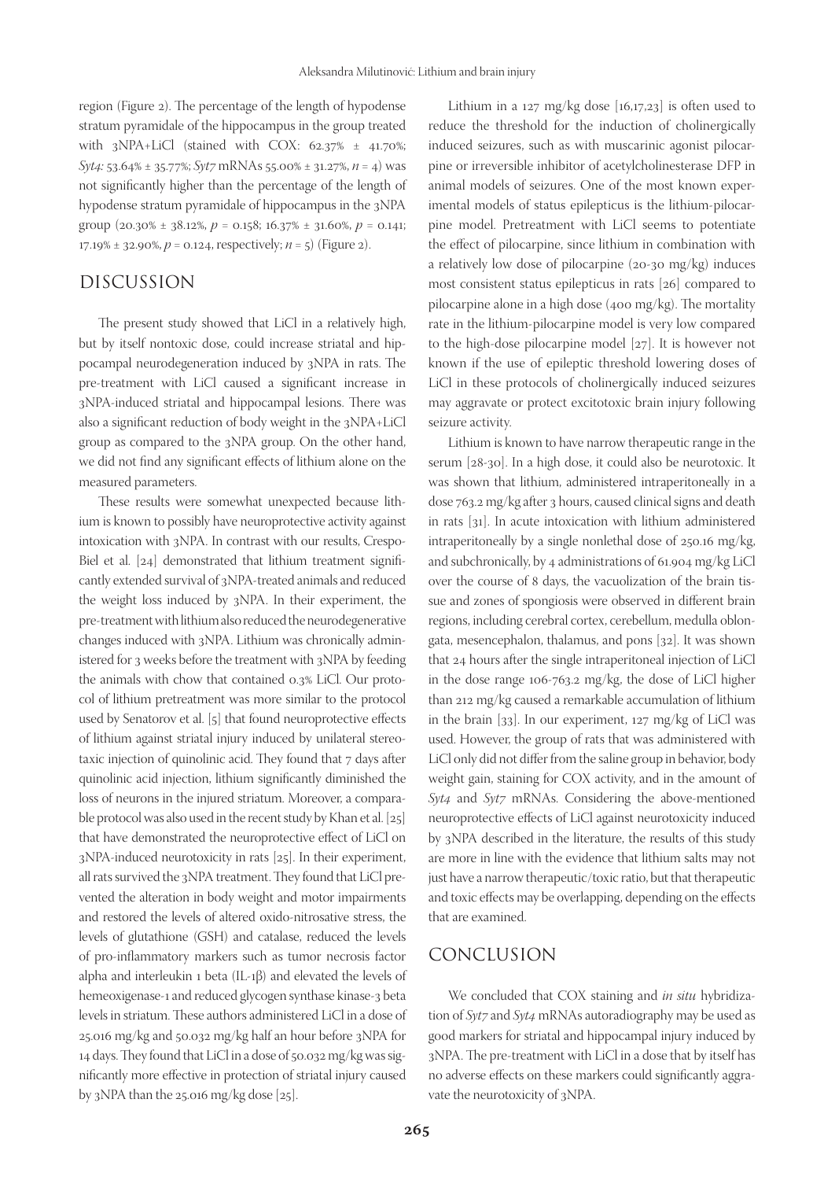region (Figure 2). The percentage of the length of hypodense stratum pyramidale of the hippocampus in the group treated with 3NPA+LiCl (stained with COX: 62.37% ± 41.70%; *Syt4:* 53.64% ± 35.77%; *Syt7* mRNAs 55.00% ± 31.27%, $n = 4$) was not significantly higher than the percentage of the length of hypodense stratum pyramidale of hippocampus in the 3NPA group (20.30% ± 38.12%, $p = 0.158$; 16.37% ± 31.60%, $p = 0.141$; 17.19% ± 32.90%, $p = 0.124$, respectively; $n = 5$) (Figure 2).

## DISCUSSION

The present study showed that LiCl in a relatively high, but by itself nontoxic dose, could increase striatal and hippocampal neurodegeneration induced by 3NPA in rats. The pre-treatment with LiCl caused a significant increase in 3NPA-induced striatal and hippocampal lesions. There was also a significant reduction of body weight in the 3NPA+LiCl group as compared to the 3NPA group. On the other hand, we did not find any significant effects of lithium alone on the measured parameters.

These results were somewhat unexpected because lithium is known to possibly have neuroprotective activity against intoxication with 3NPA. In contrast with our results, Crespo-Biel et al. [24] demonstrated that lithium treatment significantly extended survival of 3NPA-treated animals and reduced the weight loss induced by 3NPA. In their experiment, the pre-treatment with lithium also reduced the neurodegenerative changes induced with 3NPA. Lithium was chronically administered for 3 weeks before the treatment with 3NPA by feeding the animals with chow that contained 0.3% LiCl. Our protocol of lithium pretreatment was more similar to the protocol used by Senatorov et al. [5] that found neuroprotective effects of lithium against striatal injury induced by unilateral stereotaxic injection of quinolinic acid. They found that 7 days after quinolinic acid injection, lithium significantly diminished the loss of neurons in the injured striatum. Moreover, a comparable protocol was also used in the recent study by Khan et al. [25] that have demonstrated the neuroprotective effect of LiCl on 3NPA-induced neurotoxicity in rats [25]. In their experiment, all rats survived the 3NPA treatment. They found that LiCl prevented the alteration in body weight and motor impairments and restored the levels of altered oxido-nitrosative stress, the levels of glutathione (GSH) and catalase, reduced the levels of pro-inflammatory markers such as tumor necrosis factor alpha and interleukin 1 beta (IL-1β) and elevated the levels of hemeoxigenase-1 and reduced glycogen synthase kinase-3 beta levels in striatum. These authors administered LiCl in a dose of 25.016 mg/kg and 50.032 mg/kg half an hour before 3NPA for 14 days. They found that LiCl in a dose of 50.032 mg/kg was significantly more effective in protection of striatal injury caused by 3NPA than the 25.016 mg/kg dose [25].

Lithium in a 127 mg/kg dose [16,17,23] is often used to reduce the threshold for the induction of cholinergically induced seizures, such as with muscarinic agonist pilocarpine or irreversible inhibitor of acetylcholinesterase DFP in animal models of seizures. One of the most known experimental models of status epilepticus is the lithium-pilocarpine model. Pretreatment with LiCl seems to potentiate the effect of pilocarpine, since lithium in combination with a relatively low dose of pilocarpine (20-30 mg/kg) induces most consistent status epilepticus in rats [26] compared to pilocarpine alone in a high dose (400 mg/kg). The mortality rate in the lithium-pilocarpine model is very low compared to the high-dose pilocarpine model [27]. It is however not known if the use of epileptic threshold lowering doses of LiCl in these protocols of cholinergically induced seizures may aggravate or protect excitotoxic brain injury following seizure activity.

Lithium is known to have narrow therapeutic range in the serum [28-30]. In a high dose, it could also be neurotoxic. It was shown that lithium, administered intraperitoneally in a dose 763.2 mg/kg after 3 hours, caused clinical signs and death in rats [31]. In acute intoxication with lithium administered intraperitoneally by a single nonlethal dose of 250.16 mg/kg, and subchronically, by 4 administrations of 61.904 mg/kg LiCl over the course of 8 days, the vacuolization of the brain tissue and zones of spongiosis were observed in different brain regions, including cerebral cortex, cerebellum, medulla oblongata, mesencephalon, thalamus, and pons [32]. It was shown that 24 hours after the single intraperitoneal injection of LiCl in the dose range 106-763.2 mg/kg, the dose of LiCl higher than 212 mg/kg caused a remarkable accumulation of lithium in the brain [33]. In our experiment, 127 mg/kg of LiCl was used. However, the group of rats that was administered with LiCl only did not differ from the saline group in behavior, body weight gain, staining for COX activity, and in the amount of *Syt4* and *Syt7* mRNAs. Considering the above-mentioned neuroprotective effects of LiCl against neurotoxicity induced by 3NPA described in the literature, the results of this study are more in line with the evidence that lithium salts may not just have a narrow therapeutic/toxic ratio, but that therapeutic and toxic effects may be overlapping, depending on the effects that are examined.

## CONCLUSION

We concluded that COX staining and *in situ* hybridization of *Syt7* and *Syt4* mRNAs autoradiography may be used as good markers for striatal and hippocampal injury induced by 3NPA. The pre-treatment with LiCl in a dose that by itself has no adverse effects on these markers could significantly aggravate the neurotoxicity of 3NPA.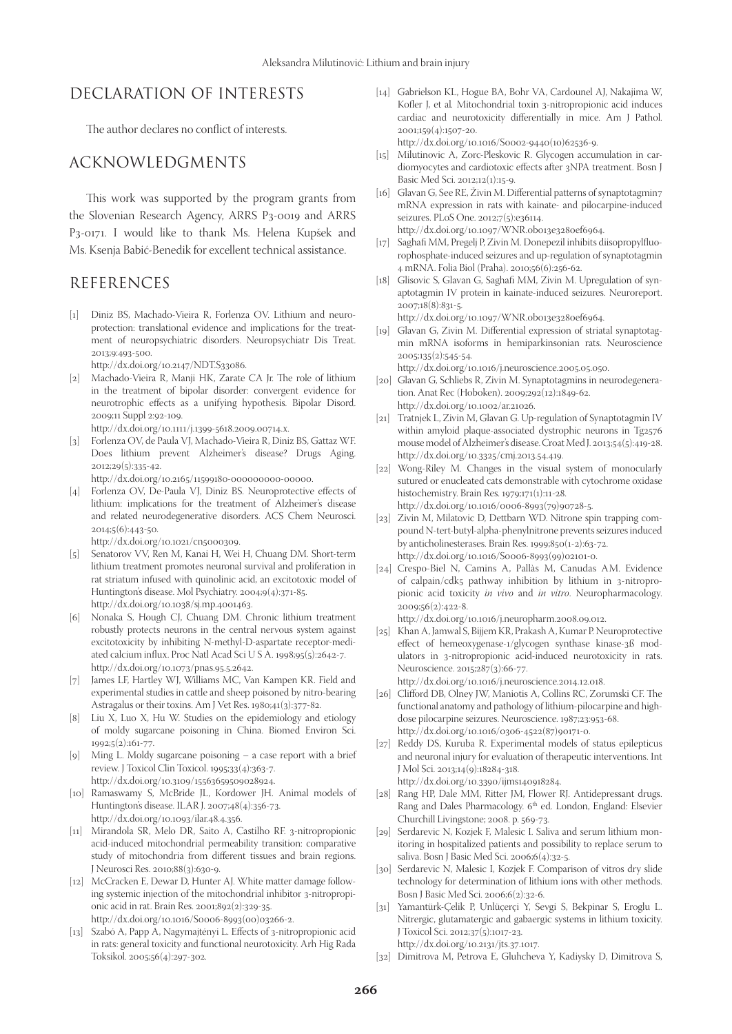## DECLARATION OF INTERESTS

The author declares no conflict of interests.

## ACKNOWLEDGMENTS

This work was supported by the program grants from the Slovenian Research Agency, ARRS P3-0019 and ARRS P3-0171. I would like to thank Ms. Helena Kupšek and Ms. Ksenja Babić-Benedik for excellent technical assistance.

## REFERENCES

[1] Diniz BS, Machado-Vieira R, Forlenza OV. Lithium and neuroprotection: translational evidence and implications for the treatment of neuropsychiatric disorders. Neuropsychiatr Dis Treat. 2013;9:493-500. http://dx.doi.org/10.2147/NDT.S33086.

[2] Machado-Vieira R, Manji HK, Zarate CA Jr. The role of lithium in the treatment of bipolar disorder: convergent evidence for neurotrophic effects as a unifying hypothesis. Bipolar Disord. 2009;11 Suppl 2:92-109. http://dx.doi.org/10.1111/j.1399-5618.2009.00714.x.

[3] Forlenza OV, de Paula VJ, Machado-Vieira R, Diniz BS, Gattaz WF. Does lithium prevent Alzheimer's disease? Drugs Aging. 2012;29(5):335-42. http://dx.doi.org/10.2165/11599180-000000000-00000.

[4] Forlenza OV, De-Paula VJ, Diniz BS. Neuroprotective effects of lithium: implications for the treatment of Alzheimer's disease and related neurodegenerative disorders. ACS Chem Neurosci. 2014;5(6):443-50. http://dx.doi.org/10.1021/cn5000309.

[5] Senatorov VV, Ren M, Kanai H, Wei H, Chuang DM. Short-term lithium treatment promotes neuronal survival and proliferation in rat striatum infused with quinolinic acid, an excitotoxic model of Huntington's disease. Mol Psychiatry. 2004;9(4):371-85. http://dx.doi.org/10.1038/sj.mp.4001463.

[6] Nonaka S, Hough CJ, Chuang DM. Chronic lithium treatment robustly protects neurons in the central nervous system against excitotoxicity by inhibiting N-methyl-D-aspartate receptor-mediated calcium influx. Proc Natl Acad Sci U S A. 1998;95(5):2642-7. http://dx.doi.org/10.1073/pnas.95.5.2642.

[7] James LF, Hartley WJ, Williams MC, Van Kampen KR. Field and experimental studies in cattle and sheep poisoned by nitro-bearing Astragalus or their toxins. Am J Vet Res. 1980;41(3):377-82.

[8] Liu X, Luo X, Hu W. Studies on the epidemiology and etiology of moldy sugarcane poisoning in China. Biomed Environ Sci. 1992;5(2):161-77.

[9] Ming L. Moldy sugarcane poisoning – a case report with a brief review. J Toxicol Clin Toxicol. 1995;33(4):363-7. http://dx.doi.org/10.3109/15563659509028924.

[10] Ramaswamy S, McBride JL, Kordower JH. Animal models of Huntington's disease. ILAR J. 2007;48(4):356-73. http://dx.doi.org/10.1093/ilar.48.4.356.

[11] Mirandola SR, Melo DR, Saito A, Castilho RF. 3-nitropropionic acid-induced mitochondrial permeability transition: comparative study of mitochondria from different tissues and brain regions. J Neurosci Res. 2010;88(3):630-9.

[12] McCracken E, Dewar D, Hunter AJ. White matter damage following systemic injection of the mitochondrial inhibitor 3-nitropropionic acid in rat. Brain Res. 2001;892(2):329-35. http://dx.doi.org/10.1016/S0006-8993(00)03266-2.

[13] Szabó A, Papp A, Nagymajtényi L. Effects of 3-nitropropionic acid in rats: general toxicity and functional neurotoxicity. Arh Hig Rada Toksikol. 2005;56(4):297-302.

[14] Gabrielson KL, Hogue BA, Bohr VA, Cardounel AJ, Nakajima W, Kofler J, et al. Mitochondrial toxin 3-nitropropionic acid induces cardiac and neurotoxicity differentially in mice. Am J Pathol. 2001;159(4):1507-20. http://dx.doi.org/10.1016/S0002-9440(10)62536-9.

[15] Milutinovic A, Zorc-Pleskovic R. Glycogen accumulation in cardiomyocytes and cardiotoxic effects after 3NPA treatment. Bosn J Basic Med Sci. 2012;12(1):15-9.

[16] Glavan G, See RE, Živin M. Differential patterns of synaptotagmin7 mRNA expression in rats with kainate- and pilocarpine-induced seizures. PLoS One. 2012;7(5):e36114. http://dx.doi.org/10.1097/WNR.0b013e3280ef6964.

[17] Saghafi MM, Pregelj P, Zivin M. Donepezil inhibits diisopropylfluorophosphate-induced seizures and up-regulation of synaptotagmin 4 mRNA. Folia Biol (Praha). 2010;56(6):256-62.

[18] Glisovic S, Glavan G, Saghafi MM, Zivin M. Upregulation of synaptotagmin IV protein in kainate-induced seizures. Neuroreport. 2007;18(8):831-5. http://dx.doi.org/10.1097/WNR.0b013e3280ef6964.

[19] Glavan G, Zivin M. Differential expression of striatal synaptotagmin mRNA isoforms in hemiparkinsonian rats. Neuroscience 2005;135(2):545-54. http://dx.doi.org/10.1016/j.neuroscience.2005.05.050.

[20] Glavan G, Schliebs R, Zivin M. Synaptotagmins in neurodegeneration. Anat Rec (Hoboken). 2009;292(12):1849-62. http://dx.doi.org/10.1002/ar.21026.

[21] Tratnjek L, Zivin M, Glavan G. Up-regulation of Synaptotagmin IV within amyloid plaque-associated dystrophic neurons in Tg2576 mouse model of Alzheimer's disease. Croat Med J. 2013;54(5):419-28. http://dx.doi.org/10.3325/cmj.2013.54.419.

[22] Wong-Riley M. Changes in the visual system of monocularly sutured or enucleated cats demonstrable with cytochrome oxidase histochemistry. Brain Res. 1979;171(1):11-28. http://dx.doi.org/10.1016/0006-8993(79)90728-5.

[23] Zivin M, Milatovic D, Dettbarn WD. Nitrone spin trapping compound N-tert-butyl-alpha-phenylnitrone prevents seizures induced by anticholinesterases. Brain Res. 1999;850(1-2):63-72. http://dx.doi.org/10.1016/S0006-8993(99)02101-0.

[24] Crespo-Biel N, Camins A, Pallàs M, Canudas AM. Evidence of calpain/cdk5 pathway inhibition by lithium in 3-nitropropionic acid toxicity *in vivo* and *in vitro*. Neuropharmacology. 2009;56(2):422-8. http://dx.doi.org/10.1016/j.neuropharm.2008.09.012.

[25] Khan A, Jamwal S, Bijjem KR, Prakash A, Kumar P. Neuroprotective effect of hemeoxygenase-1/glycogen synthase kinase-3ß modulators in 3-nitropropionic acid-induced neurotoxicity in rats. Neuroscience. 2015;287(3):66-77. http://dx.doi.org/10.1016/j.neuroscience.2014.12.018.

[26] Clifford DB, Olney JW, Maniotis A, Collins RC, Zorumski CF. The functional anatomy and pathology of lithium-pilocarpine and high-dose pilocarpine seizures. Neuroscience. 1987;23:953-68. http://dx.doi.org/10.1016/0306-4522(87)90171-0.

[27] Reddy DS, Kuruba R. Experimental models of status epilepticus and neuronal injury for evaluation of therapeutic interventions. Int J Mol Sci. 2013;14(9):18284-318. http://dx.doi.org/10.3390/ijms140918284.

[28] Rang HP, Dale MM, Ritter JM, Flower RJ. Antidepressant drugs. Rang and Dales Pharmacology. 6th ed. London, England: Elsevier Churchill Livingstone; 2008. p. 569-73.

[29] Serdarevic N, Kozjek F, Malesic I. Saliva and serum lithium monitoring in hospitalized patients and possibility to replace serum to saliva. Bosn J Basic Med Sci. 2006;6(4):32-5.

[30] Serdarevic N, Malesic I, Kozjek F. Comparison of vitros dry slide technology for determination of lithium ions with other methods. Bosn J Basic Med Sci. 2006;6(2):32-6.

[31] Yamantürk-Çelik P, Unlüçerçi Y, Sevgi S, Bekpinar S, Eroglu L. Nitrergic, glutamatergic and gabaergic systems in lithium toxicity. J Toxicol Sci. 2012;37(5):1017-23. http://dx.doi.org/10.2131/jts.37.1017.

[32] Dimitrova M, Petrova E, Gluhcheva Y, Kadiysky D, Dimitrova S,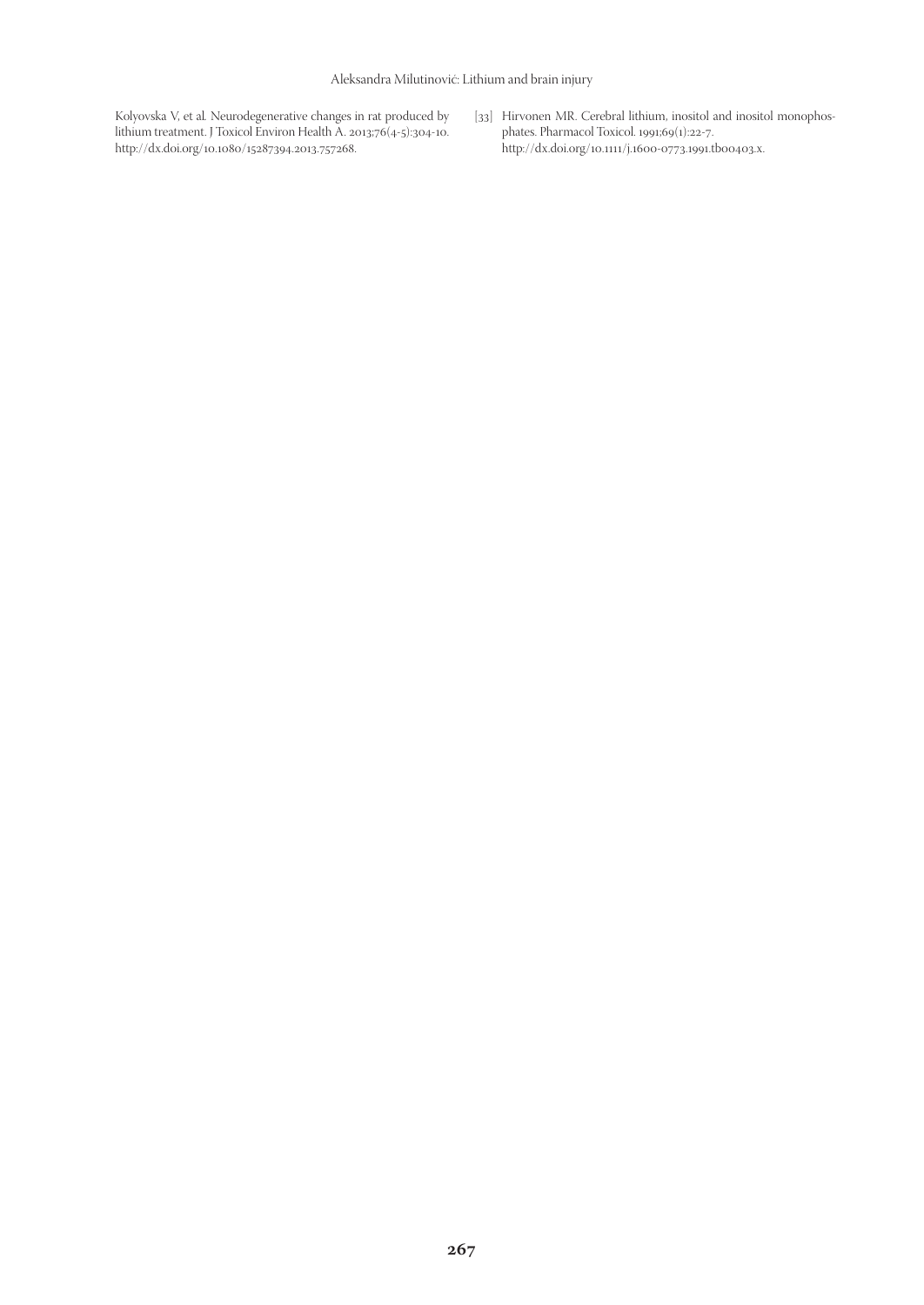Kolyovska V, et al. Neurodegenerative changes in rat produced by lithium treatment. J Toxicol Environ Health A. 2013;76(4-5):304-10. http://dx.doi.org/10.1080/15287394.2013.757268.

[33] Hirvonen MR. Cerebral lithium, inositol and inositol monophosphates. Pharmacol Toxicol. 1991;69(1):22-7. http://dx.doi.org/10.1111/j.1600-0773.1991.tb00403.x.